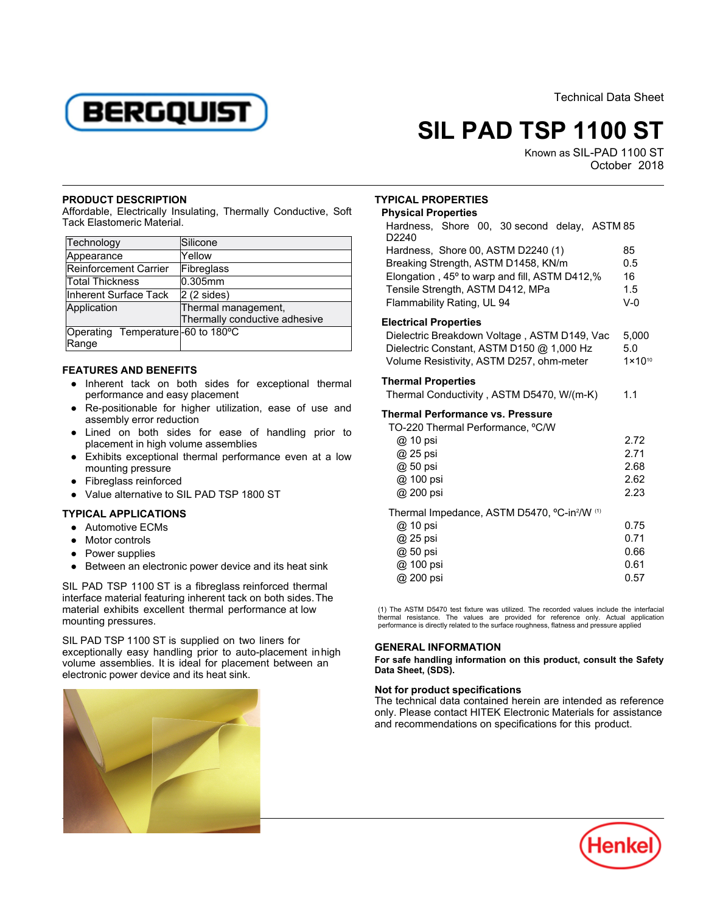Technical Data Sheet

# SIL PAD TSP 1100 ST

Known as SIL-PAD 1100 ST
October 2018

## PRODUCT DESCRIPTION

Affordable, Electrically Insulating, Thermally Conductive, Soft Tack Elastomeric Material.

| Technology | Silicone |
|---|---|
| Appearance | Yellow |
| Reinforcement Carrier | Fibreglass |
| Total Thickness | 0.305mm |
| Inherent Surface Tack | 2 (2 sides) |
| Application | Thermal management, Thermally conductive adhesive |
| Operating Temperature Range | -60 to 180ºC |

## FEATURES AND BENEFITS

- Inherent tack on both sides for exceptional thermal performance and easy placement
- Re-positionable for higher utilization, ease of use and assembly error reduction
- Lined on both sides for ease of handling prior to placement in high volume assemblies
- Exhibits exceptional thermal performance even at a low mounting pressure
- Fibreglass reinforced
- Value alternative to SIL PAD TSP 1800 ST

## TYPICAL APPLICATIONS

- Automotive ECMs
- Motor controls
- Power supplies
- Between an electronic power device and its heat sink

SIL PAD TSP 1100 ST is a fibreglass reinforced thermal interface material featuring inherent tack on both sides. The material exhibits excellent thermal performance at low mounting pressures.

SIL PAD TSP 1100 ST is supplied on two liners for exceptionally easy handling prior to auto-placement in high volume assemblies. It is ideal for placement between an electronic power device and its heat sink.

## TYPICAL PROPERTIES

### Physical Properties

| | |
|---|---|
| Hardness, Shore 00, 30 second delay, ASTM D2240 | 85 |
| Hardness, Shore 00, ASTM D2240 (1) | 85 |
| Breaking Strength, ASTM D1458, KN/m | 0.5 |
| Elongation , 45º to warp and fill, ASTM D412,% | 16 |
| Tensile Strength, ASTM D412, MPa | 1.5 |
| Flammability Rating, UL 94 | V-0 |

### Electrical Properties

| | |
|---|---|
| Dielectric Breakdown Voltage , ASTM D149, Vac | 5,000 |
| Dielectric Constant, ASTM D150 @ 1,000 Hz | 5.0 |
| Volume Resistivity, ASTM D257, ohm-meter | $1\times10^{10}$ |

### Thermal Properties

| | |
|---|---|
| Thermal Conductivity , ASTM D5470, W/(m-K) | 1.1 |

### Thermal Performance vs. Pressure

| TO-220 Thermal Performance, ºC/W | |
|---|---|
| @ 10 psi | 2.72 |
| @ 25 psi | 2.71 |
| @ 50 psi | 2.68 |
| @ 100 psi | 2.62 |
| @ 200 psi | 2.23 |

| Thermal Impedance, ASTM D5470, ºC-in²/W (1) | |
|---|---|
| @ 10 psi | 0.75 |
| @ 25 psi | 0.71 |
| @ 50 psi | 0.66 |
| @ 100 psi | 0.61 |
| @ 200 psi | 0.57 |

(1) The ASTM D5470 test fixture was utilized. The recorded values include the interfacial thermal resistance. The values are provided for reference only. Actual application performance is directly related to the surface roughness, flatness and pressure applied

## GENERAL INFORMATION

**For safe handling information on this product, consult the Safety Data Sheet, (SDS).**

**Not for product specifications**

The technical data contained herein are intended as reference only. Please contact HITEK Electronic Materials for assistance and recommendations on specifications for this product.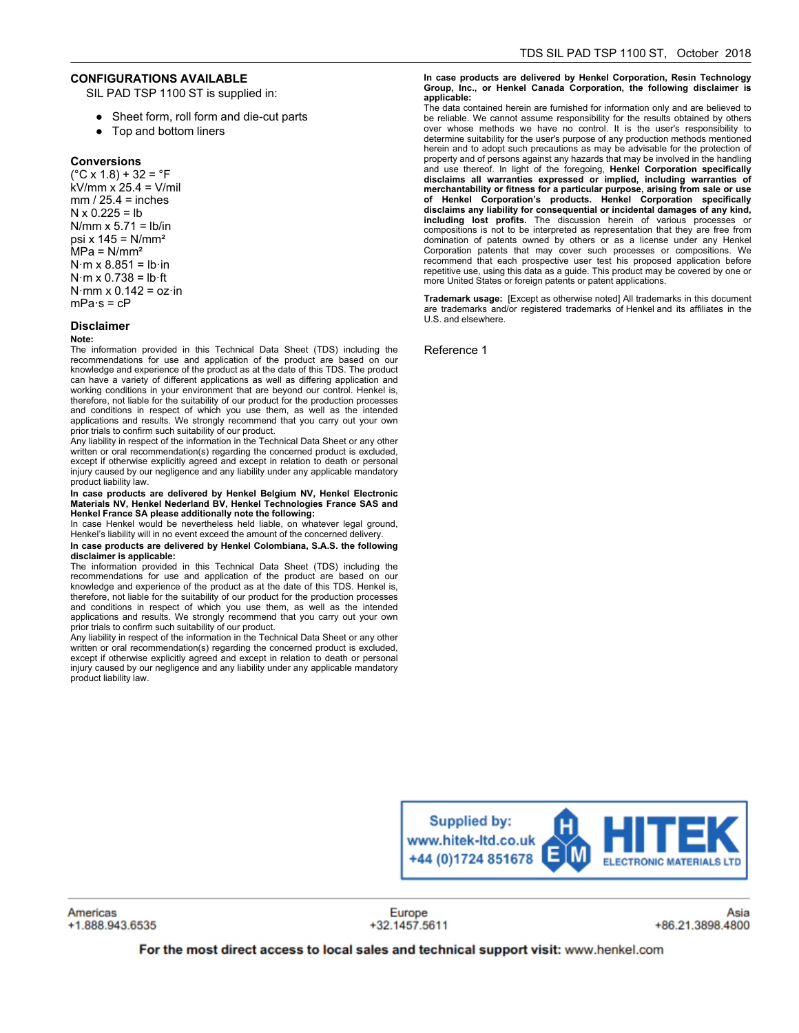## CONFIGURATIONS AVAILABLE

SIL PAD TSP 1100 ST is supplied in:

- Sheet form, roll form and die-cut parts
- Top and bottom liners

### Conversions

(°C x 1.8) + 32 = °F
kV/mm x 25.4 = V/mil
mm / 25.4 = inches
N x 0.225 = lb
N/mm x 5.71 = lb/in
psi x 145 = N/mm²
MPa = N/mm²
N·m x 8.851 = lb·in
N·m x 0.738 = lb·ft
N·mm x 0.142 = oz·in
mPa·s = cP

### Disclaimer

**Note:**
The information provided in this Technical Data Sheet (TDS) including the recommendations for use and application of the product are based on our knowledge and experience of the product as at the date of this TDS. The product can have a variety of different applications as well as differing application and working conditions in your environment that are beyond our control. Henkel is, therefore, not liable for the suitability of our product for the production processes and conditions in respect of which you use them, as well as the intended applications and results. We strongly recommend that you carry out your own prior trials to confirm such suitability of our product.
Any liability in respect of the information in the Technical Data Sheet or any other written or oral recommendation(s) regarding the concerned product is excluded, except if otherwise explicitly agreed and except in relation to death or personal injury caused by our negligence and any liability under any applicable mandatory product liability law.

**In case products are delivered by Henkel Belgium NV, Henkel Electronic Materials NV, Henkel Nederland BV, Henkel Technologies France SAS and Henkel France SA please additionally note the following:**
In case Henkel would be nevertheless held liable, on whatever legal ground, Henkel's liability will in no event exceed the amount of the concerned delivery.

**In case products are delivered by Henkel Colombiana, S.A.S. the following disclaimer is applicable:**
The information provided in this Technical Data Sheet (TDS) including the recommendations for use and application of the product are based on our knowledge and experience of the product as at the date of this TDS. Henkel is, therefore, not liable for the suitability of our product for the production processes and conditions in respect of which you use them, as well as the intended applications and results. We strongly recommend that you carry out your own prior trials to confirm such suitability of our product.
Any liability in respect of the information in the Technical Data Sheet or any other written or oral recommendation(s) regarding the concerned product is excluded, except if otherwise explicitly agreed and except in relation to death or personal injury caused by our negligence and any liability under any applicable mandatory product liability law.

**In case products are delivered by Henkel Corporation, Resin Technology Group, Inc., or Henkel Canada Corporation, the following disclaimer is applicable:**
The data contained herein are furnished for information only and are believed to be reliable. We cannot assume responsibility for the results obtained by others over whose methods we have no control. It is the user's responsibility to determine suitability for the user's purpose of any production methods mentioned herein and to adopt such precautions as may be advisable for the protection of property and of persons against any hazards that may be involved in the handling and use thereof. In light of the foregoing, **Henkel Corporation specifically disclaims all warranties expressed or implied, including warranties of merchantability or fitness for a particular purpose, arising from sale or use of Henkel Corporation's products. Henkel Corporation specifically disclaims any liability for consequential or incidental damages of any kind, including lost profits.** The discussion herein of various processes or compositions is not to be interpreted as representation that they are free from domination of patents owned by others or as a license under any Henkel Corporation patents that may cover such processes or compositions. We recommend that each prospective user test his proposed application before repetitive use, using this data as a guide. This product may be covered by one or more United States or foreign patents or patent applications.

**Trademark usage:** [Except as otherwise noted] All trademarks in this document are trademarks and/or registered trademarks of Henkel and its affiliates in the U.S. and elsewhere.

Reference 1

Supplied by:
www.hitek-ltd.co.uk
+44 (0)1724 851678
HITEK ELECTRONIC MATERIALS LTD

Americas
+1.888.943.6535

Europe
+32.1457.5611

Asia
+86.21.3898.4800

**For the most direct access to local sales and technical support visit:** www.henkel.com